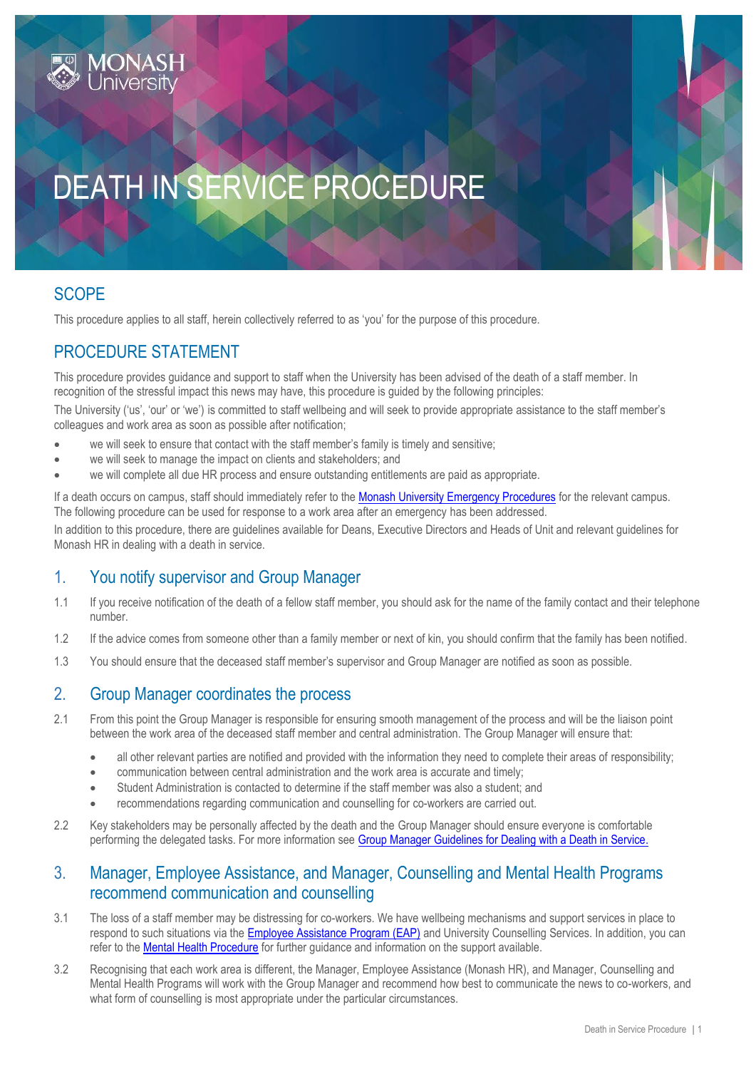# DEATH IN SERVICE PROCEDURE

## SCOPE

This procedure applies to all staff, herein collectively referred to as 'you' for the purpose of this procedure.

## PROCEDURE STATEMENT

This procedure provides guidance and support to staff when the University has been advised of the death of a staff member. In recognition of the stressful impact this news may have, this procedure is guided by the following principles:

The University ('us', 'our' or 'we') is committed to staff wellbeing and will seek to provide appropriate assistance to the staff member's colleagues and work area as soon as possible after notification;

- we will seek to ensure that contact with the staff member's family is timely and sensitive;
- we will seek to manage the impact on clients and stakeholders; and
- we will complete all due HR process and ensure outstanding entitlements are paid as appropriate.

If a death occurs on campus, staff should immediately refer to the Monash University Emergency Procedures for the relevant campus. The following procedure can be used for response to a work area after an emergency has been addressed.

In addition to this procedure, there are guidelines available for Deans, Executive Directors and Heads of Unit and relevant guidelines for Monash HR in dealing with a death in service.

## 1. You notify supervisor and Group Manager

1.1 If you receive notification of the death of a fellow staff member, you should ask for the name of the family contact and their telephone number.

1.2 If the advice comes from someone other than a family member or next of kin, you should confirm that the family has been notified.

1.3 You should ensure that the deceased staff member's supervisor and Group Manager are notified as soon as possible.

## 2. Group Manager coordinates the process

2.1 From this point the Group Manager is responsible for ensuring smooth management of the process and will be the liaison point between the work area of the deceased staff member and central administration. The Group Manager will ensure that:

- all other relevant parties are notified and provided with the information they need to complete their areas of responsibility;
- communication between central administration and the work area is accurate and timely;
- Student Administration is contacted to determine if the staff member was also a student; and
- recommendations regarding communication and counselling for co-workers are carried out.

2.2 Key stakeholders may be personally affected by the death and the Group Manager should ensure everyone is comfortable performing the delegated tasks. For more information see Group Manager Guidelines for Dealing with a Death in Service.

## 3. Manager, Employee Assistance, and Manager, Counselling and Mental Health Programs recommend communication and counselling

3.1 The loss of a staff member may be distressing for co-workers. We have wellbeing mechanisms and support services in place to respond to such situations via the Employee Assistance Program (EAP) and University Counselling Services. In addition, you can refer to the Mental Health Procedure for further guidance and information on the support available.

3.2 Recognising that each work area is different, the Manager, Employee Assistance (Monash HR), and Manager, Counselling and Mental Health Programs will work with the Group Manager and recommend how best to communicate the news to co-workers, and what form of counselling is most appropriate under the particular circumstances.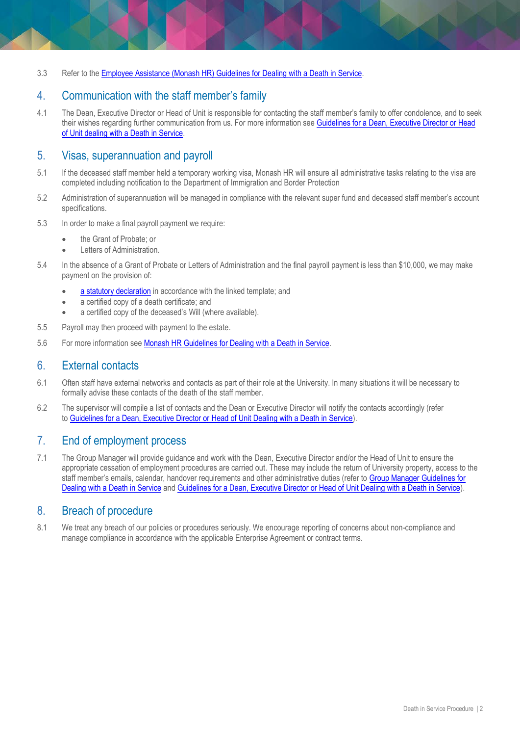3.3 Refer to the Employee Assistance (Monash HR) Guidelines for Dealing with a Death in Service.

## 4. Communication with the staff member's family

4.1 The Dean, Executive Director or Head of Unit is responsible for contacting the staff member's family to offer condolence, and to seek their wishes regarding further communication from us. For more information see Guidelines for a Dean, Executive Director or Head of Unit dealing with a Death in Service.

## 5. Visas, superannuation and payroll

5.1 If the deceased staff member held a temporary working visa, Monash HR will ensure all administrative tasks relating to the visa are completed including notification to the Department of Immigration and Border Protection

5.2 Administration of superannuation will be managed in compliance with the relevant super fund and deceased staff member's account specifications.

5.3 In order to make a final payroll payment we require:

- the Grant of Probate; or
- Letters of Administration.

5.4 In the absence of a Grant of Probate or Letters of Administration and the final payroll payment is less than $10,000, we may make payment on the provision of:

- a statutory declaration in accordance with the linked template; and
- a certified copy of a death certificate; and
- a certified copy of the deceased's Will (where available).

5.5 Payroll may then proceed with payment to the estate.

5.6 For more information see Monash HR Guidelines for Dealing with a Death in Service.

## 6. External contacts

6.1 Often staff have external networks and contacts as part of their role at the University. In many situations it will be necessary to formally advise these contacts of the death of the staff member.

6.2 The supervisor will compile a list of contacts and the Dean or Executive Director will notify the contacts accordingly (refer to Guidelines for a Dean, Executive Director or Head of Unit Dealing with a Death in Service).

## 7. End of employment process

7.1 The Group Manager will provide guidance and work with the Dean, Executive Director and/or the Head of Unit to ensure the appropriate cessation of employment procedures are carried out. These may include the return of University property, access to the staff member's emails, calendar, handover requirements and other administrative duties (refer to Group Manager Guidelines for Dealing with a Death in Service and Guidelines for a Dean, Executive Director or Head of Unit Dealing with a Death in Service).

## 8. Breach of procedure

8.1 We treat any breach of our policies or procedures seriously. We encourage reporting of concerns about non-compliance and manage compliance in accordance with the applicable Enterprise Agreement or contract terms.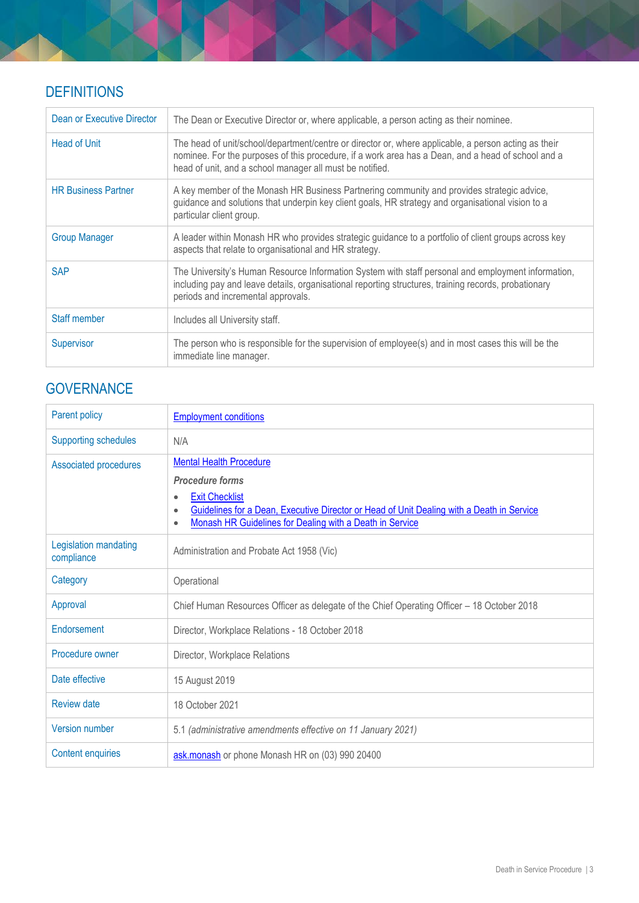## DEFINITIONS

| | |
|---|---|
| Dean or Executive Director | The Dean or Executive Director or, where applicable, a person acting as their nominee. |
| Head of Unit | The head of unit/school/department/centre or director or, where applicable, a person acting as their nominee. For the purposes of this procedure, if a work area has a Dean, and a head of school and a head of unit, and a school manager all must be notified. |
| HR Business Partner | A key member of the Monash HR Business Partnering community and provides strategic advice, guidance and solutions that underpin key client goals, HR strategy and organisational vision to a particular client group. |
| Group Manager | A leader within Monash HR who provides strategic guidance to a portfolio of client groups across key aspects that relate to organisational and HR strategy. |
| SAP | The University's Human Resource Information System with staff personal and employment information, including pay and leave details, organisational reporting structures, training records, probationary periods and incremental approvals. |
| Staff member | Includes all University staff. |
| Supervisor | The person who is responsible for the supervision of employee(s) and in most cases this will be the immediate line manager. |

## GOVERNANCE

| | |
|---|---|
| Parent policy | Employment conditions |
| Supporting schedules | N/A |
| Associated procedures | Mental Health Procedure<br>***Procedure forms***<br>• Exit Checklist<br>• Guidelines for a Dean, Executive Director or Head of Unit Dealing with a Death in Service<br>• Monash HR Guidelines for Dealing with a Death in Service |
| Legislation mandating compliance | Administration and Probate Act 1958 (Vic) |
| Category | Operational |
| Approval | Chief Human Resources Officer as delegate of the Chief Operating Officer – 18 October 2018 |
| Endorsement | Director, Workplace Relations - 18 October 2018 |
| Procedure owner | Director, Workplace Relations |
| Date effective | 15 August 2019 |
| Review date | 18 October 2021 |
| Version number | 5.1 *(administrative amendments effective on 11 January 2021)* |
| Content enquiries | ask.monash or phone Monash HR on (03) 990 20400 |